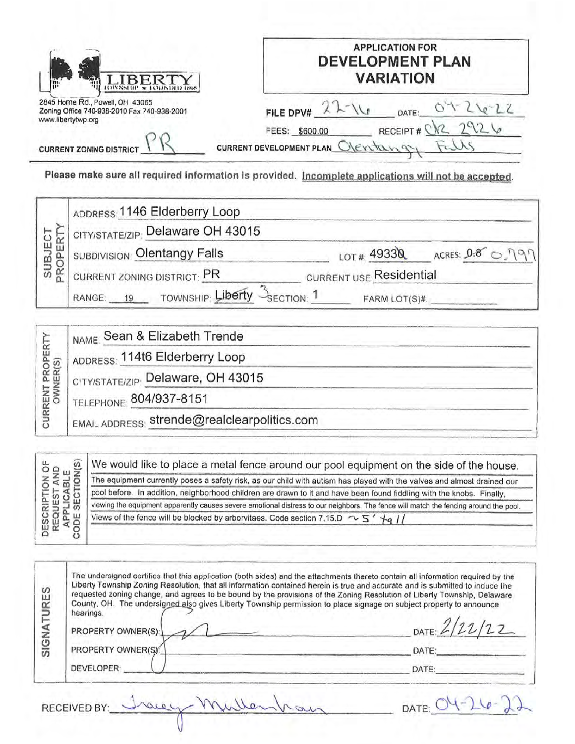LIBERTY TOWNSHIP ★ FOUNDED 1808

2845 Home Rd., Powell, OH 43065
Zoning Office 740-938-2010 Fax 740-938-2001
www.libertytwp.org

# APPLICATION FOR DEVELOPMENT PLAN VARIATION

FILE DPV# 22-16 DATE: 04-26-22

FEES: $600.00 RECEIPT # CK 2926

CURRENT ZONING DISTRICT PR

CURRENT DEVELOPMENT PLAN Olentangy Falls

**Please make sure all required information is provided. Incomplete applications will not be accepted.**

## SUBJECT PROPERTY

ADDRESS: 1146 Elderberry Loop

CITY/STATE/ZIP: Delaware OH 43015

SUBDIVISION: Olentangy Falls LOT #: 49330 ACRES: ~~0.8~~ 0.797

CURRENT ZONING DISTRICT: PR CURRENT USE: Residential

RANGE: 19 TOWNSHIP: Liberty 3 SECTION: 1 FARM LOT(S)#: 

## CURRENT PROPERTY OWNER(S)

NAME: Sean & Elizabeth Trende

ADDRESS: 114t6 Elderberry Loop

CITY/STATE/ZIP: Delaware, OH 43015

TELEPHONE: 804/937-8151

EMAIL ADDRESS: strende@realclearpolitics.com

## DESCRIPTION OF REQUEST AND APPLICABLE CODE SECTION(S)

We would like to place a metal fence around our pool equipment on the side of the house.

The equipment currently poses a safety risk, as our child with autism has played with the valves and almost drained our pool before. In addition, neighborhood children are drawn to it and have been found fiddling with the knobs. Finally, viewing the equipment apparently causes severe emotional distress to our neighbors. The fence will match the fencing around the pool. Views of the fence will be blocked by arborvitaes. Code section 7.15.D ~5' tall

## SIGNATURES

The undersigned certifies that this application (both sides) and the attachments thereto contain all information required by the Liberty Township Zoning Resolution, that all information contained herein is true and accurate and is submitted to induce the requested zoning change, and agrees to be bound by the provisions of the Zoning Resolution of Liberty Township, Delaware County, OH. The undersigned also gives Liberty Township permission to place signage on subject property to announce hearings.

PROPERTY OWNER(S): [signature] DATE: 2/22/22

PROPERTY OWNER(S): DATE:

DEVELOPER: DATE:

RECEIVED BY: Tracey Muellerhaun DATE: 04-26-22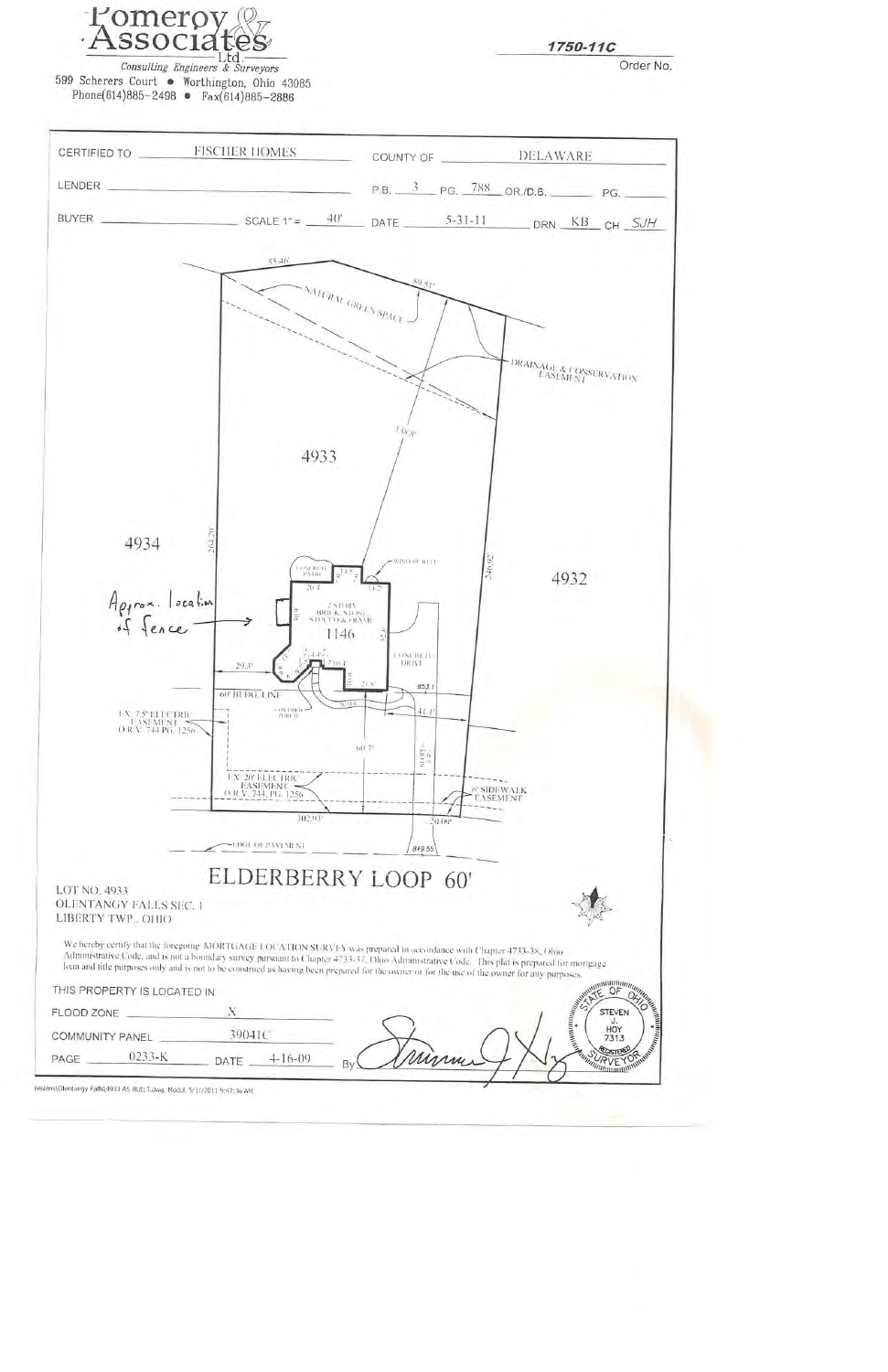Pomeroy & Associates Ltd.

*Consulting Engineers & Surveyors*

599 Scherers Court • Worthington, Ohio 43085

Phone(614)885-2498 • Fax(614)885-2886

**1750-11C**

Order No.

| | | | |
|---|---|---|---|
| CERTIFIED TO: FISCHER HOMES | | COUNTY OF: DELAWARE | |
| LENDER: | | P.B. 3 PG. 788 OR./D.B. ____ PG. ____ | |
| BUYER: | SCALE 1" = 40' | DATE 5-31-11 | DRN KB CH SJH |

55.46'

89.51'

NATURAL GREEN SPACE

DRAINAGE & CONSERVATION EASEMENT

130.38'

4933

4934

264.20'

4932

246.92'

WINDOW WELL

CONCRETE PATIO

Approx. location of fence

2 STORY BRICK, STONE, STUCCO & FRAME

1146

CONCRETE DRIVE

29.3'

60' BLDG. LINE

COVERED PORCH

WALK

853.1

41.1'

EX. 7.5' ELECTRIC EASEMENT O.R.V. 744 PG. 1256

60.7'

EX. 20' ELECTRIC EASEMENT O.R.V. 744, PG. 1256

6' SIDEWALK EASEMENT

102.93'

20.09'

EDGE OF PAVEMENT

849.55

# ELDERBERRY LOOP 60'

LOT NO. 4933
OLENTANGY FALLS SEC. 1
LIBERTY TWP., OHIO

We hereby certify that the foregoing MORTGAGE LOCATION SURVEY was prepared in accordance with Chapter 4733-38, Ohio Administrative Code, and is not a boundary survey pursuant to Chapter 4733-37, Ohio Administrative Code. This plat is prepared for mortgage loan and title purposes only and is not to be construed as having been prepared for the owner or for the use of the owner for any purposes.

THIS PROPERTY IS LOCATED IN

FLOOD ZONE: X

COMMUNITY PANEL: 39041C

PAGE: 0233-K DATE: 4-16-09

By

STATE OF OHIO
STEVEN J. HOY
7313
REGISTERED SURVEYOR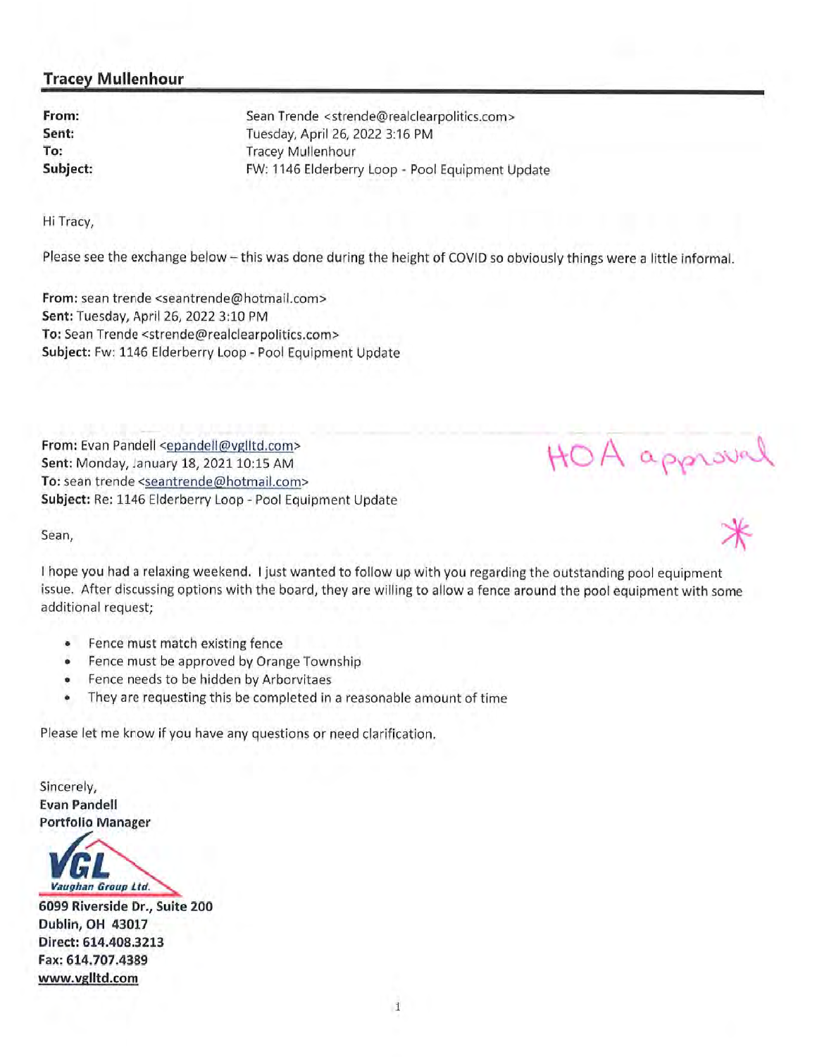**Tracey Mullenhour**

**From:** Sean Trende <strende@realclearpolitics.com>
**Sent:** Tuesday, April 26, 2022 3:16 PM
**To:** Tracey Mullenhour
**Subject:** FW: 1146 Elderberry Loop - Pool Equipment Update

Hi Tracy,

Please see the exchange below – this was done during the height of COVID so obviously things were a little informal.

**From:** sean trende <seantrende@hotmail.com>
**Sent:** Tuesday, April 26, 2022 3:10 PM
**To:** Sean Trende <strende@realclearpolitics.com>
**Subject:** Fw: 1146 Elderberry Loop - Pool Equipment Update

**From:** Evan Pandell <epandell@vglltd.com>
**Sent:** Monday, January 18, 2021 10:15 AM
**To:** sean trende <seantrende@hotmail.com>
**Subject:** Re: 1146 Elderberry Loop - Pool Equipment Update

HOA approval *

Sean,

I hope you had a relaxing weekend. I just wanted to follow up with you regarding the outstanding pool equipment issue. After discussing options with the board, they are willing to allow a fence around the pool equipment with some additional request;

- Fence must match existing fence
- Fence must be approved by Orange Township
- Fence needs to be hidden by Arborvitaes
- They are requesting this be completed in a reasonable amount of time

Please let me know if you have any questions or need clarification.

Sincerely,
**Evan Pandell**
**Portfolio Manager**

VGL Vaughan Group Ltd.

**6099 Riverside Dr., Suite 200**
**Dublin, OH 43017**
**Direct: 614.408.3213**
**Fax: 614.707.4389**
**www.vglltd.com**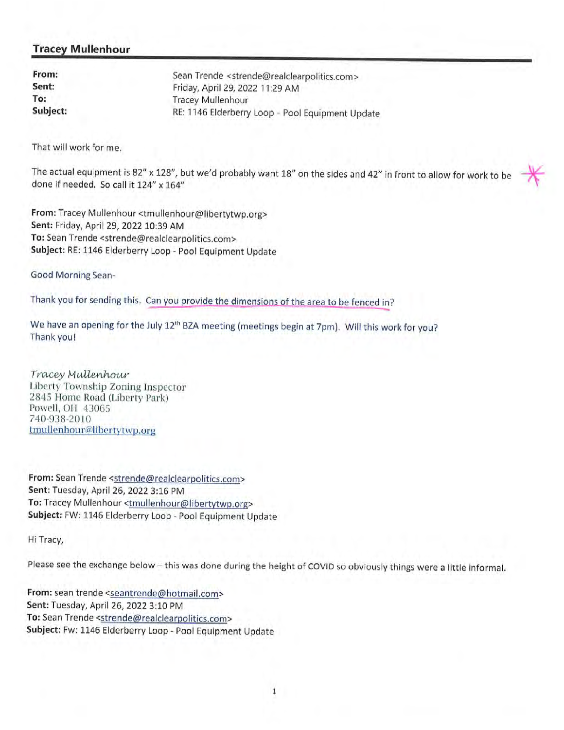## Tracey Mullenhour

**From:** Sean Trende <strende@realclearpolitics.com>
**Sent:** Friday, April 29, 2022 11:29 AM
**To:** Tracey Mullenhour
**Subject:** RE: 1146 Elderberry Loop - Pool Equipment Update

That will work for me.

The actual equipment is 82" x 128", but we'd probably want 18" on the sides and 42" in front to allow for work to be done if needed. So call it 124" x 164" *

**From:** Tracey Mullenhour <tmullenhour@libertytwp.org>
**Sent:** Friday, April 29, 2022 10:39 AM
**To:** Sean Trende <strende@realclearpolitics.com>
**Subject:** RE: 1146 Elderberry Loop - Pool Equipment Update

Good Morning Sean-

Thank you for sending this. Can you provide the dimensions of the area to be fenced in?

We have an opening for the July 12th BZA meeting (meetings begin at 7pm). Will this work for you?
Thank you!

*Tracey Mullenhour*
Liberty Township Zoning Inspector
2845 Home Road (Liberty Park)
Powell, OH 43065
740-938-2010
tmullenhour@libertytwp.org

**From:** Sean Trende <strende@realclearpolitics.com>
**Sent:** Tuesday, April 26, 2022 3:16 PM
**To:** Tracey Mullenhour <tmullenhour@libertytwp.org>
**Subject:** FW: 1146 Elderberry Loop - Pool Equipment Update

Hi Tracy,

Please see the exchange below – this was done during the height of COVID so obviously things were a little informal.

**From:** sean trende <seantrende@hotmail.com>
**Sent:** Tuesday, April 26, 2022 3:10 PM
**To:** Sean Trende <strende@realclearpolitics.com>
**Subject:** Fw: 1146 Elderberry Loop - Pool Equipment Update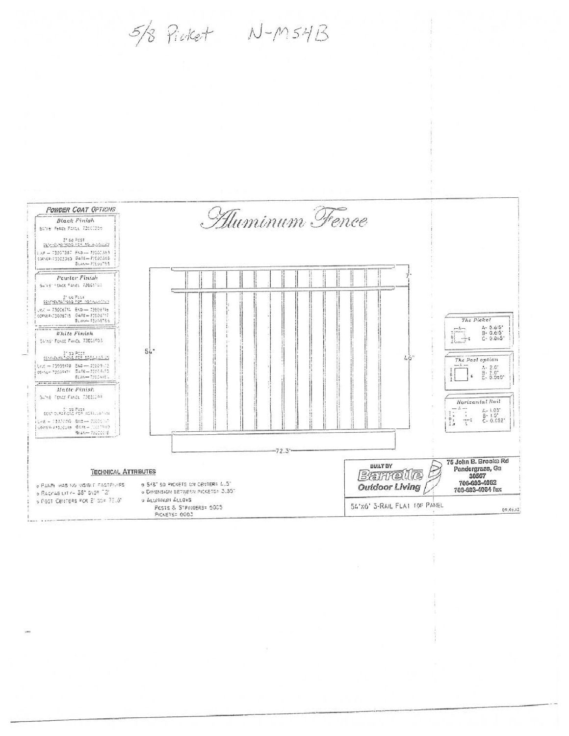5/8 Picket N-M54B

POWDER COAT OPTIONS

*Black Finish*

54"x6' Fence Panel 73007354

2" sq Post
Configurations for Installation

Line — 73007387 End — 73007393
Corner-73007369 Gate—73007366
Blank—73007356

*Pewter Finish*

54"x6' Fence Panel 73006710

2" sq Post
Configurations for Installation

Line — 73006714 End — 73006716
Corner-73006715 Gate—73006717
Blank—73006756

*White Finish*

54"x6' Fence Panel 73009053

2" sq Post
Configurations for Installation

Line — 73009170 End — 73009172
Corner-73009171 Gate—73009173
Blank—73009161

*Matte Finish*

54"x6' Fence Panel 73002299

2" sq Post
Configurations for Installation

Line — 73002005 End — 73002007
Corner-73002006 Gate—73002009
Blank—73002016

# *Aluminum Fence*

7"

54"

46"

72.3"

*The Picket*

A- 0.615"
B- 0.615"
C- 0.045"

*The Post option*

A- 2.0"
B- 2.0"
C- 0.050"

*Horizontal Rail*

A- 1.03"
B- 1.0"
C- 0.052"

## TECHNICAL ATTRIBUTES

- Panel has no visible fasteners
- Rackability- 38" over 72"
- Post centers for 2" sq= 72.6"
- 5/8" sq pickets on centers= 4.5"
- Dimension between pickets= 3.35"
- Aluminum Alloys
  Posts & Stringers= 6005
  Pickets= 6063

BUILT BY
**Barrette Outdoor Living**

75 John B. Brooks Rd
Pendergrass, Ga
30567
706-693-4082
706-693-4084 fax

54"x6' 3-RAIL FLAT TOP PANEL

09.06.13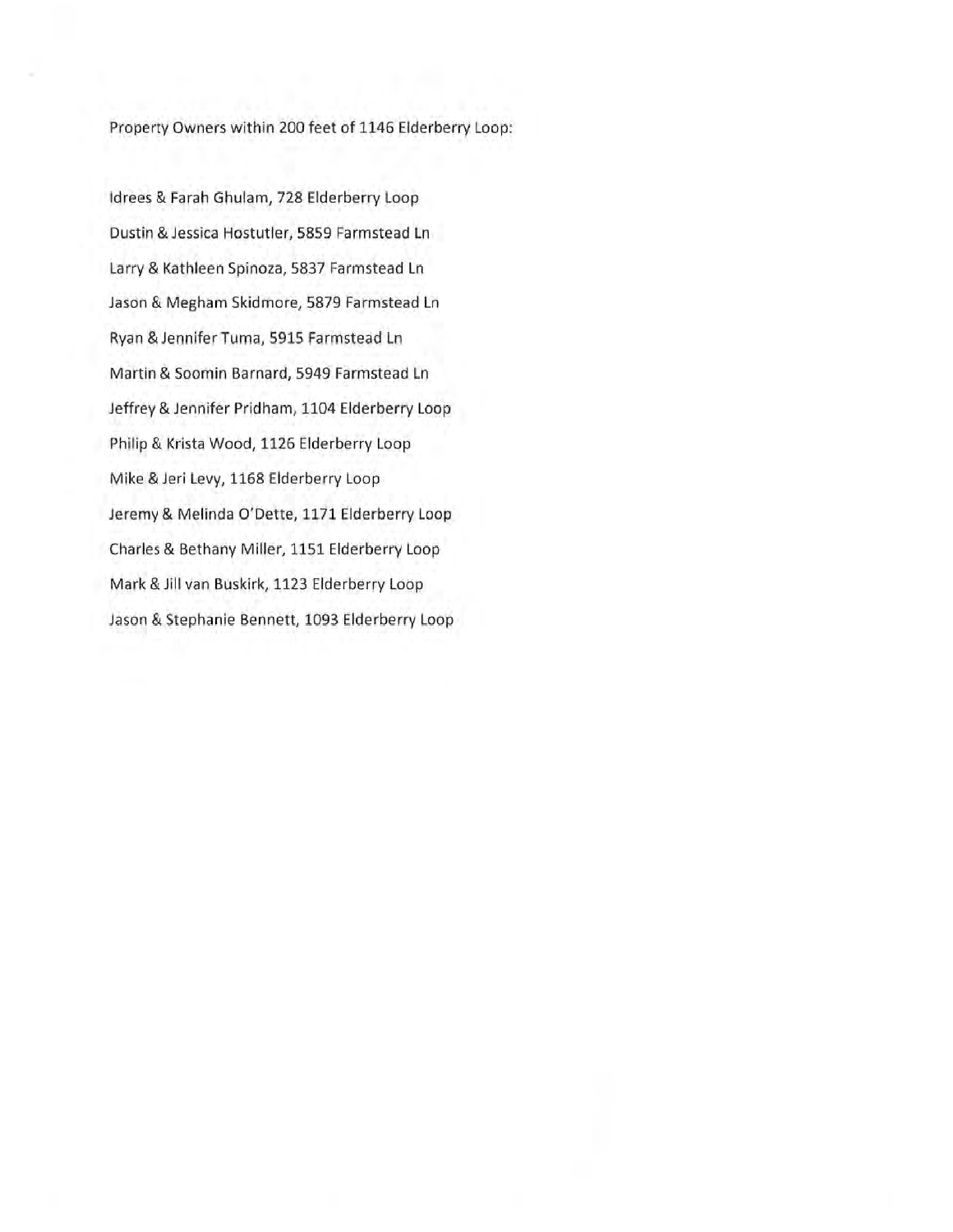Property Owners within 200 feet of 1146 Elderberry Loop:

Idrees & Farah Ghulam, 728 Elderberry Loop

Dustin & Jessica Hostutler, 5859 Farmstead Ln

Larry & Kathleen Spinoza, 5837 Farmstead Ln

Jason & Megham Skidmore, 5879 Farmstead Ln

Ryan & Jennifer Tuma, 5915 Farmstead Ln

Martin & Soomin Barnard, 5949 Farmstead Ln

Jeffrey & Jennifer Pridham, 1104 Elderberry Loop

Philip & Krista Wood, 1126 Elderberry Loop

Mike & Jeri Levy, 1168 Elderberry Loop

Jeremy & Melinda O'Dette, 1171 Elderberry Loop

Charles & Bethany Miller, 1151 Elderberry Loop

Mark & Jill van Buskirk, 1123 Elderberry Loop

Jason & Stephanie Bennett, 1093 Elderberry Loop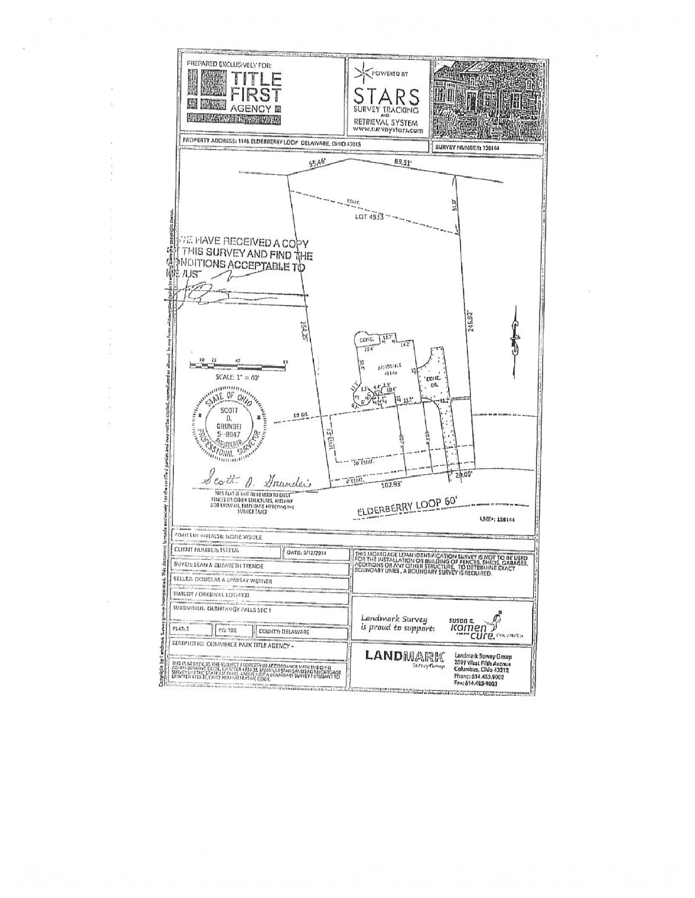PREPARED EXCLUSIVELY FOR:

**TITLE FIRST AGENCY**

POWERED BY **STARS** SURVEY TRACKING AND RETRIEVAL SYSTEM www.surveystars.com

PROPERTY ADDRESS: 1146 ELDERBERRY LOOP DELAWARE, OHIO 43015

SURVEY NUMBER: 158144

55.46' 89.51'

ESMT.

LOT 4933

51.17'

WE HAVE RECEIVED A COPY OF THIS SURVEY AND FIND THE CONDITIONS ACCEPTABLE TO ME/US

254.20'

246.92'

CONC. 13.7' 20.4' 14.2'

RESIDENCE #1146

CONC. DR.

SCALE: 1" = 40'

STATE OF OHIO SCOTT D. GRUNDEI S-8047 REGISTERED PROFESSIONAL SURVEYOR

Scott D. Grundei

7.5' ESMT.

30' ESMT.

6' ESMT.

102.93'

20.09'

THIS PLAT IS NOT TO BE USED TO ERECT FENCES OR OTHER STRUCTURES, AND MAY NOT SHOW ALL EASEMENTS AFFECTING THE SUBJECT TRACT

ELDERBERRY LOOP 60'

LSGI#: 158144

POINTS OF REFERENCE: NONE VISIBLE

| | |
|---|---|
| CLIENT NUMBER: 1572326 | DATE: 5/12/2014 |
| BUYER: SEAN & ELIZABETH TRENDE | |
| SELLER: DOUGLAS & LINDSAY WERNER | |
| SUBLOT / ORIGINAL LOT: 4933 | |
| SUBDIVISION: OLENTANGY FALLS SEC 1 | |
| PLAT: 3 &nbsp; PG: 700 &nbsp; COUNTY: DELAWARE | |
| CERTIFIED TO: COMMERCE PARK TITLE AGENCY - | |

THIS MORTGAGE LOAN IDENTIFICATION SURVEY IS NOT TO BE USED FOR THE INSTALLATION OR BUILDING OF FENCES, SHEDS, GARAGES, ADDITIONS OR ANY OTHER STRUCTURE. TO DETERMINE EXACT BOUNDARY LINES, A BOUNDARY SURVEY IS REQUIRED.

THIS PLAT DEPICTS THE SUBJECT PROPERTY IN ACCORDANCE WITH THE OHIO ADMINISTRATIVE CODE, CHAPTER 4733-38, MINIMUM STANDARDS FOR MORTGAGE SURVEYS IN THE STATE OF OHIO, AND IS NOT A BOUNDARY SURVEY PURSUANT TO CHAPTER 4733-37, OHIO ADMINISTRATIVE CODE.

Landmark Survey is proud to support: susan g. komen for the cure. Columbus

LANDMARK Survey Group

Landmark Survey Group
2099 West Fifth Avenue
Columbus, Ohio 43212
Phone: 614.485.9000
Fax: 614.485.9003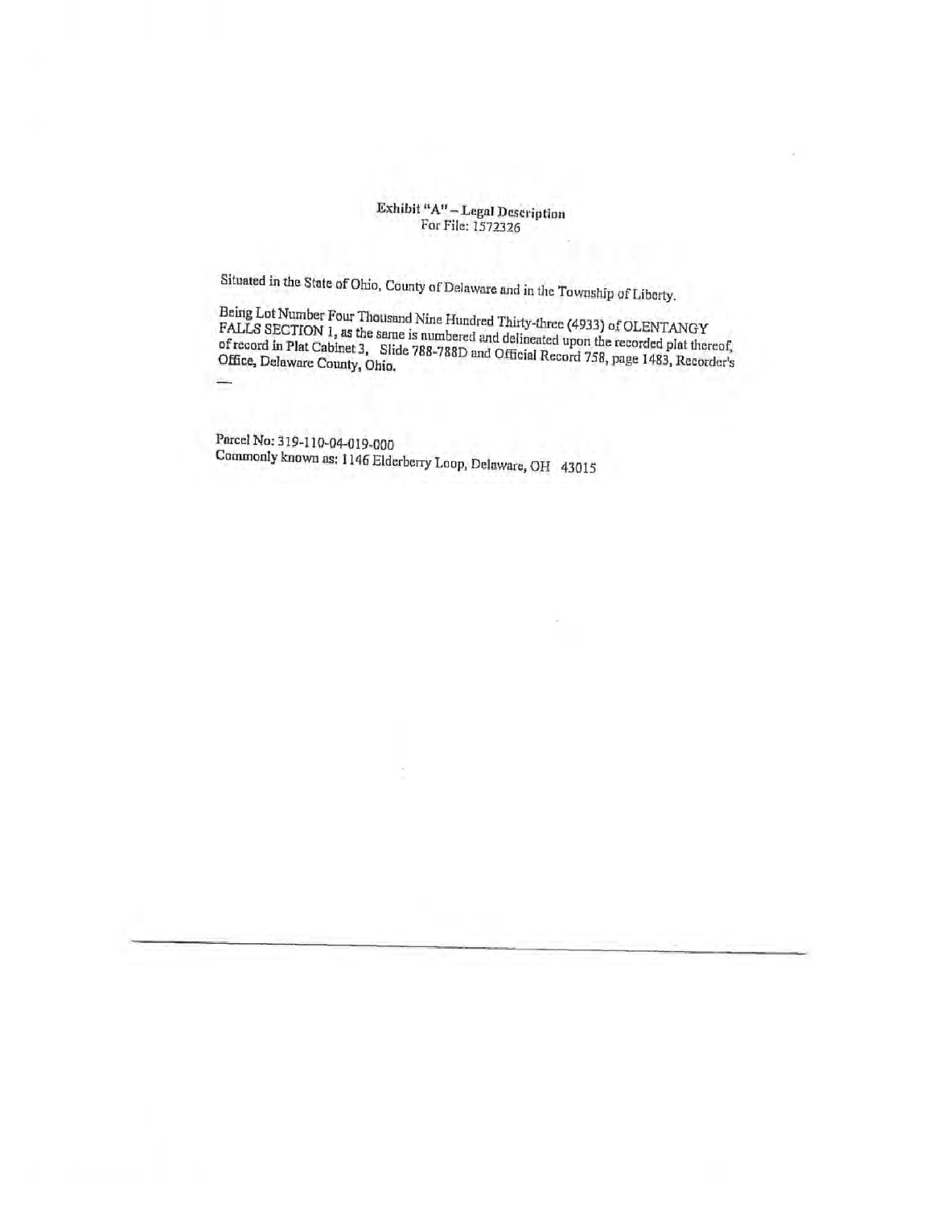**Exhibit "A" – Legal Description**
For File: 1572326

Situated in the State of Ohio, County of Delaware and in the Township of Liberty.

Being Lot Number Four Thousand Nine Hundred Thirty-three (4933) of OLENTANGY FALLS SECTION 1, as the same is numbered and delineated upon the recorded plat thereof, of record in Plat Cabinet 3, Slide 788-788D and Official Record 758, page 1483, Recorder's Office, Delaware County, Ohio.

Parcel No: 319-110-04-019-000
Commonly known as: 1146 Elderberry Loop, Delaware, OH 43015